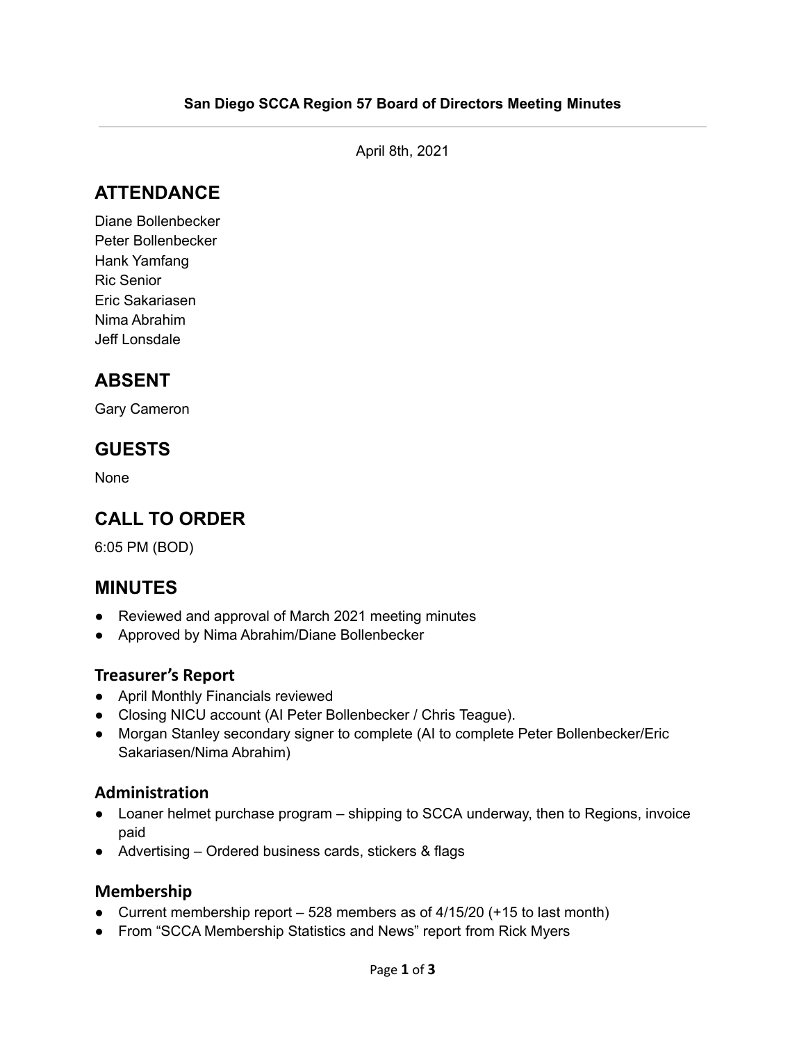**San Diego SCCA Region 57 Board of Directors Meeting Minutes**

---

April 8th, 2021

## ATTENDANCE

Diane Bollenbecker
Peter Bollenbecker
Hank Yamfang
Ric Senior
Eric Sakariasen
Nima Abrahim
Jeff Lonsdale

## ABSENT

Gary Cameron

## GUESTS

None

## CALL TO ORDER

6:05 PM (BOD)

## MINUTES

- Reviewed and approval of March 2021 meeting minutes
- Approved by Nima Abrahim/Diane Bollenbecker

### Treasurer's Report

- April Monthly Financials reviewed
- Closing NICU account (AI Peter Bollenbecker / Chris Teague).
- Morgan Stanley secondary signer to complete (AI to complete Peter Bollenbecker/Eric Sakariasen/Nima Abrahim)

### Administration

- Loaner helmet purchase program – shipping to SCCA underway, then to Regions, invoice paid
- Advertising – Ordered business cards, stickers & flags

### Membership

- Current membership report – 528 members as of 4/15/20 (+15 to last month)
- From "SCCA Membership Statistics and News" report from Rick Myers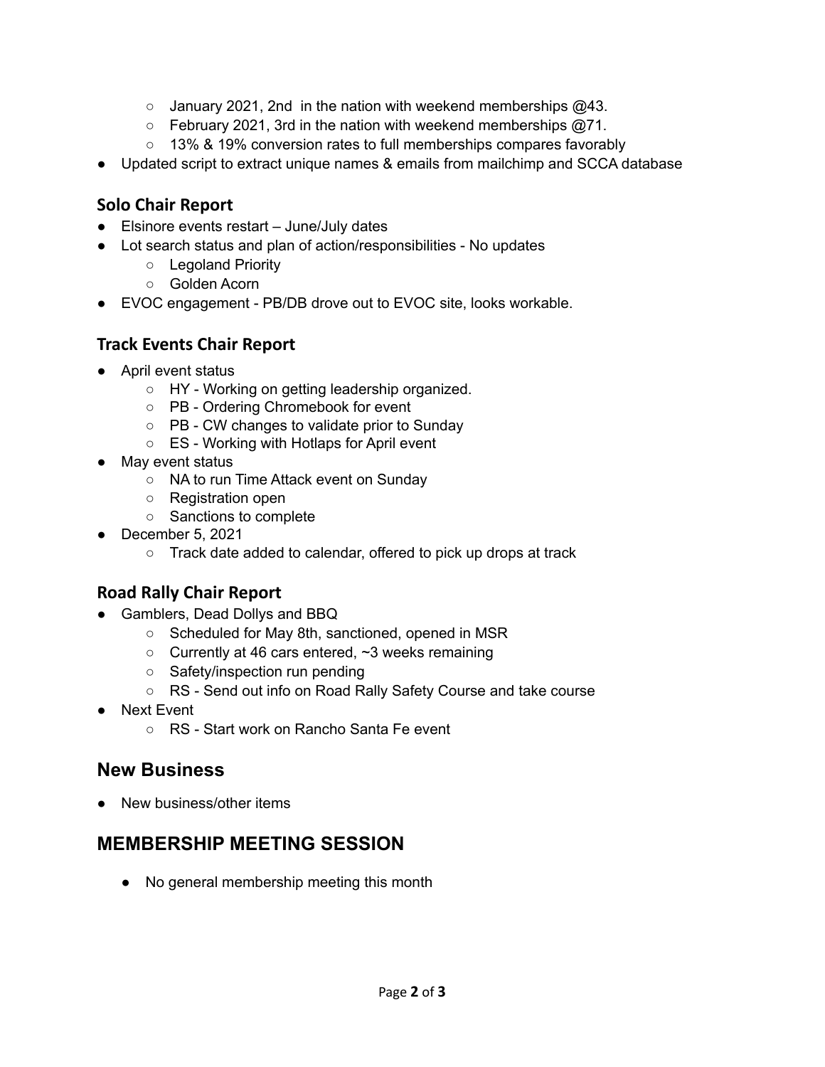- January 2021, 2nd  in the nation with weekend memberships @43.
  - February 2021, 3rd in the nation with weekend memberships @71.
  - 13% & 19% conversion rates to full memberships compares favorably
- Updated script to extract unique names & emails from mailchimp and SCCA database

### Solo Chair Report

- Elsinore events restart – June/July dates
- Lot search status and plan of action/responsibilities - No updates
  - Legoland Priority
  - Golden Acorn
- EVOC engagement - PB/DB drove out to EVOC site, looks workable.

### Track Events Chair Report

- April event status
  - HY - Working on getting leadership organized.
  - PB - Ordering Chromebook for event
  - PB - CW changes to validate prior to Sunday
  - ES - Working with Hotlaps for April event
- May event status
  - NA to run Time Attack event on Sunday
  - Registration open
  - Sanctions to complete
- December 5, 2021
  - Track date added to calendar, offered to pick up drops at track

### Road Rally Chair Report

- Gamblers, Dead Dollys and BBQ
  - Scheduled for May 8th, sanctioned, opened in MSR
  - Currently at 46 cars entered, ~3 weeks remaining
  - Safety/inspection run pending
  - RS - Send out info on Road Rally Safety Course and take course
- Next Event
  - RS - Start work on Rancho Santa Fe event

## New Business

- New business/other items

## MEMBERSHIP MEETING SESSION

- No general membership meeting this month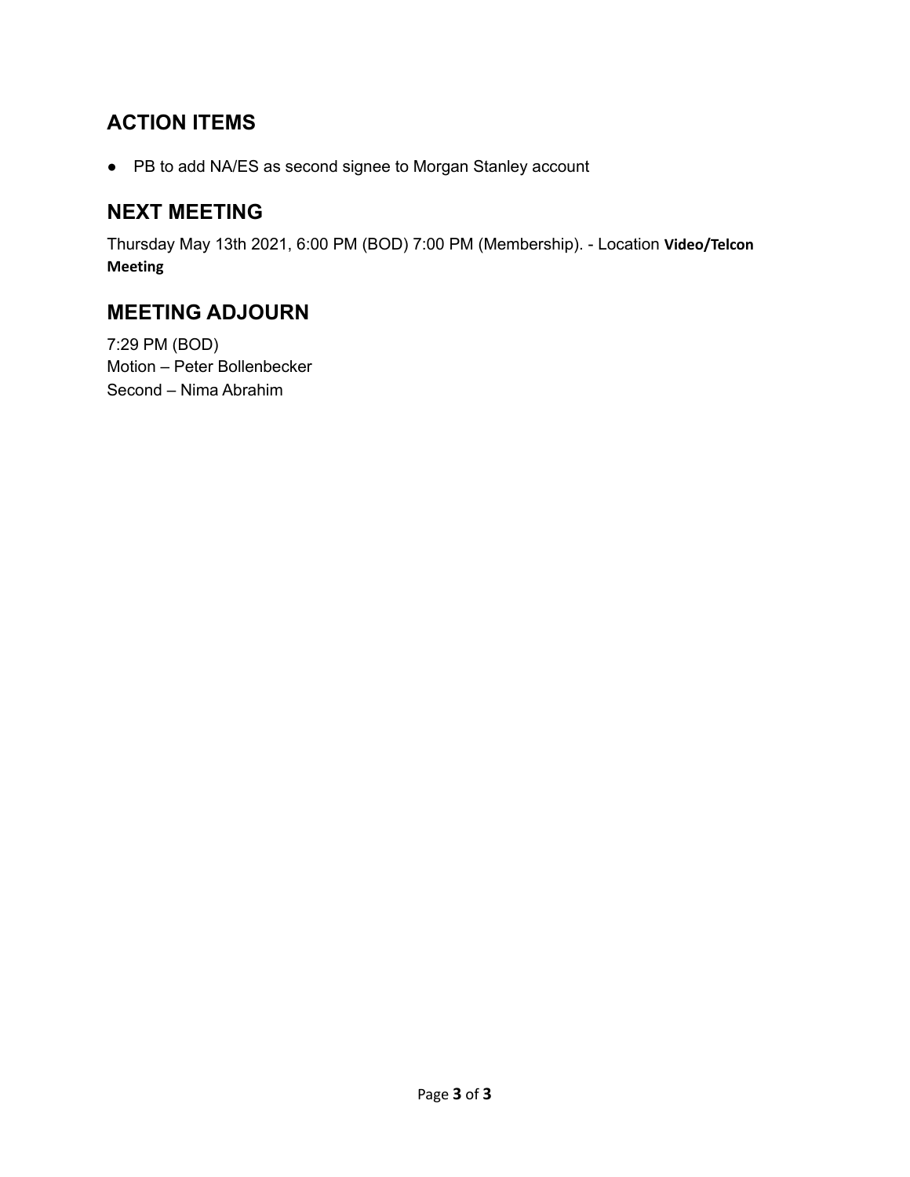## ACTION ITEMS

- PB to add NA/ES as second signee to Morgan Stanley account

## NEXT MEETING

Thursday May 13th 2021, 6:00 PM (BOD) 7:00 PM (Membership). - Location **Video/Telcon Meeting**

## MEETING ADJOURN

7:29 PM (BOD)
Motion – Peter Bollenbecker
Second – Nima Abrahim